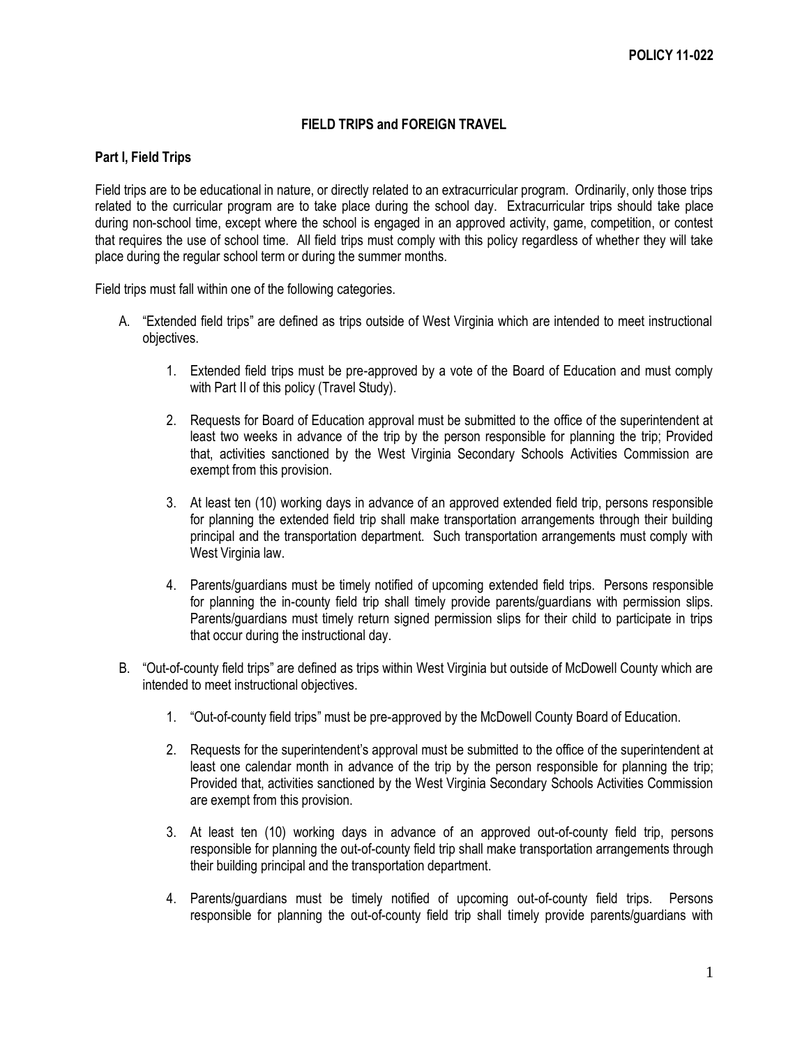POLICY 11-022

# FIELD TRIPS and FOREIGN TRAVEL

## Part I, Field Trips

Field trips are to be educational in nature, or directly related to an extracurricular program. Ordinarily, only those trips related to the curricular program are to take place during the school day. Extracurricular trips should take place during non-school time, except where the school is engaged in an approved activity, game, competition, or contest that requires the use of school time. All field trips must comply with this policy regardless of whether they will take place during the regular school term or during the summer months.

Field trips must fall within one of the following categories.

A. "Extended field trips" are defined as trips outside of West Virginia which are intended to meet instructional objectives.

   1. Extended field trips must be pre-approved by a vote of the Board of Education and must comply with Part II of this policy (Travel Study).

   2. Requests for Board of Education approval must be submitted to the office of the superintendent at least two weeks in advance of the trip by the person responsible for planning the trip; Provided that, activities sanctioned by the West Virginia Secondary Schools Activities Commission are exempt from this provision.

   3. At least ten (10) working days in advance of an approved extended field trip, persons responsible for planning the extended field trip shall make transportation arrangements through their building principal and the transportation department. Such transportation arrangements must comply with West Virginia law.

   4. Parents/guardians must be timely notified of upcoming extended field trips. Persons responsible for planning the in-county field trip shall timely provide parents/guardians with permission slips. Parents/guardians must timely return signed permission slips for their child to participate in trips that occur during the instructional day.

B. "Out-of-county field trips" are defined as trips within West Virginia but outside of McDowell County which are intended to meet instructional objectives.

   1. "Out-of-county field trips" must be pre-approved by the McDowell County Board of Education.

   2. Requests for the superintendent's approval must be submitted to the office of the superintendent at least one calendar month in advance of the trip by the person responsible for planning the trip; Provided that, activities sanctioned by the West Virginia Secondary Schools Activities Commission are exempt from this provision.

   3. At least ten (10) working days in advance of an approved out-of-county field trip, persons responsible for planning the out-of-county field trip shall make transportation arrangements through their building principal and the transportation department.

   4. Parents/guardians must be timely notified of upcoming out-of-county field trips. Persons responsible for planning the out-of-county field trip shall timely provide parents/guardians with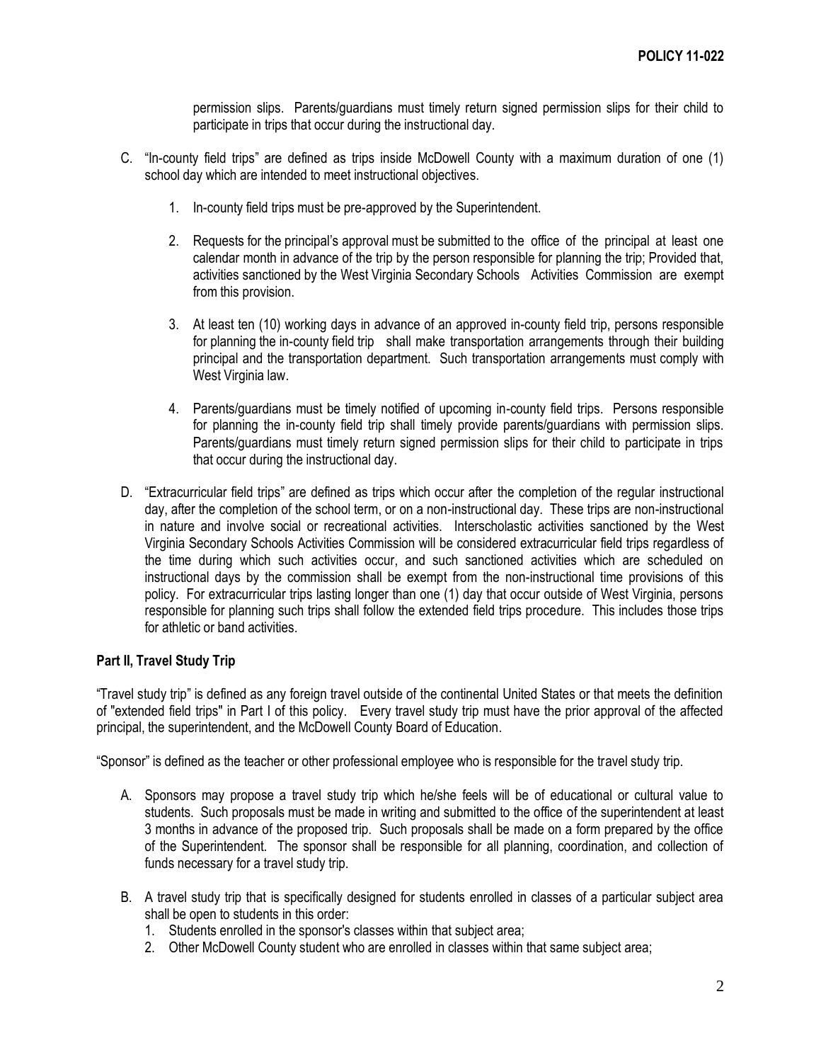permission slips. Parents/guardians must timely return signed permission slips for their child to participate in trips that occur during the instructional day.

C. "In-county field trips" are defined as trips inside McDowell County with a maximum duration of one (1) school day which are intended to meet instructional objectives.

   1. In-county field trips must be pre-approved by the Superintendent.

   2. Requests for the principal's approval must be submitted to the office of the principal at least one calendar month in advance of the trip by the person responsible for planning the trip; Provided that, activities sanctioned by the West Virginia Secondary Schools Activities Commission are exempt from this provision.

   3. At least ten (10) working days in advance of an approved in-county field trip, persons responsible for planning the in-county field trip shall make transportation arrangements through their building principal and the transportation department. Such transportation arrangements must comply with West Virginia law.

   4. Parents/guardians must be timely notified of upcoming in-county field trips. Persons responsible for planning the in-county field trip shall timely provide parents/guardians with permission slips. Parents/guardians must timely return signed permission slips for their child to participate in trips that occur during the instructional day.

D. "Extracurricular field trips" are defined as trips which occur after the completion of the regular instructional day, after the completion of the school term, or on a non-instructional day. These trips are non-instructional in nature and involve social or recreational activities. Interscholastic activities sanctioned by the West Virginia Secondary Schools Activities Commission will be considered extracurricular field trips regardless of the time during which such activities occur, and such sanctioned activities which are scheduled on instructional days by the commission shall be exempt from the non-instructional time provisions of this policy. For extracurricular trips lasting longer than one (1) day that occur outside of West Virginia, persons responsible for planning such trips shall follow the extended field trips procedure. This includes those trips for athletic or band activities.

**Part II, Travel Study Trip**

"Travel study trip" is defined as any foreign travel outside of the continental United States or that meets the definition of "extended field trips" in Part I of this policy. Every travel study trip must have the prior approval of the affected principal, the superintendent, and the McDowell County Board of Education.

"Sponsor" is defined as the teacher or other professional employee who is responsible for the travel study trip.

A. Sponsors may propose a travel study trip which he/she feels will be of educational or cultural value to students. Such proposals must be made in writing and submitted to the office of the superintendent at least 3 months in advance of the proposed trip. Such proposals shall be made on a form prepared by the office of the Superintendent. The sponsor shall be responsible for all planning, coordination, and collection of funds necessary for a travel study trip.

B. A travel study trip that is specifically designed for students enrolled in classes of a particular subject area shall be open to students in this order:
   1. Students enrolled in the sponsor's classes within that subject area;
   2. Other McDowell County student who are enrolled in classes within that same subject area;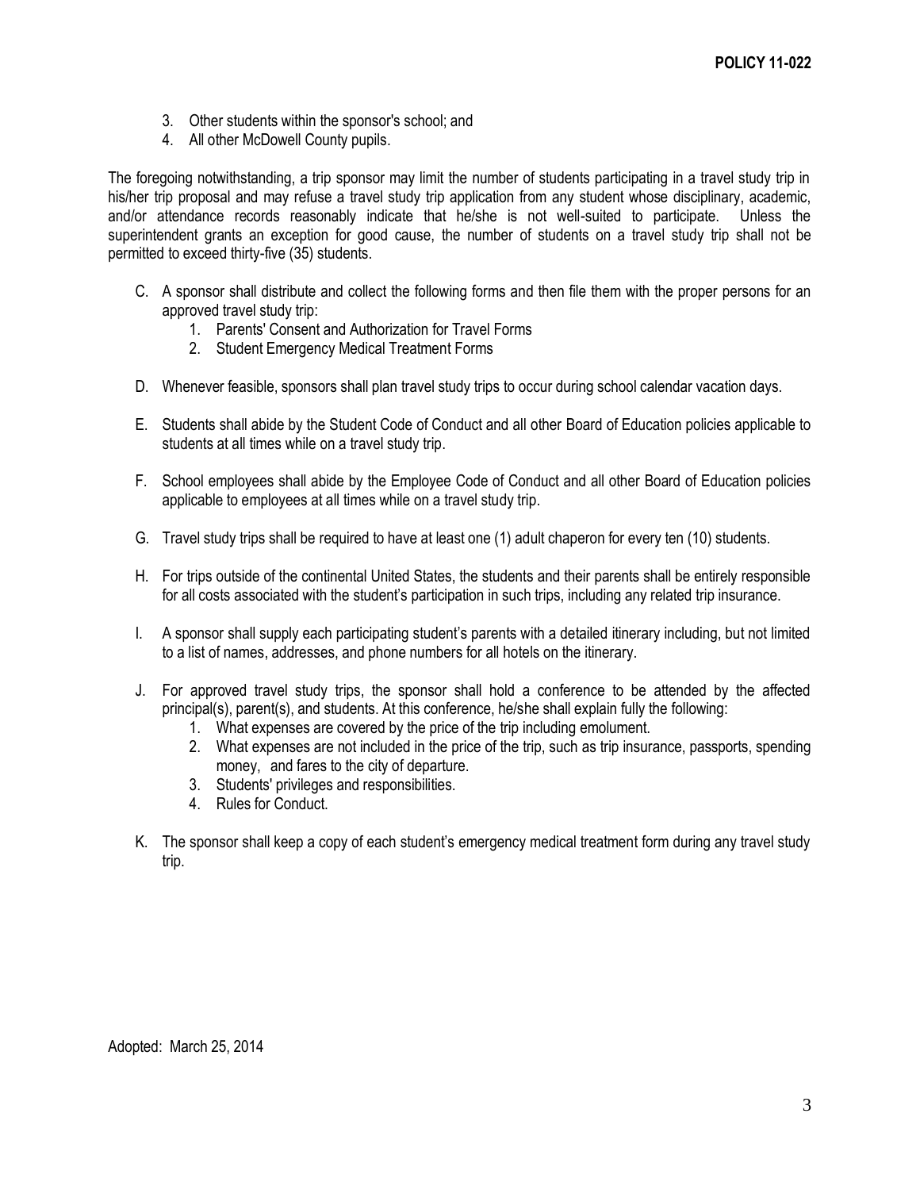3. Other students within the sponsor's school; and
4. All other McDowell County pupils.

The foregoing notwithstanding, a trip sponsor may limit the number of students participating in a travel study trip in his/her trip proposal and may refuse a travel study trip application from any student whose disciplinary, academic, and/or attendance records reasonably indicate that he/she is not well-suited to participate. Unless the superintendent grants an exception for good cause, the number of students on a travel study trip shall not be permitted to exceed thirty-five (35) students.

C. A sponsor shall distribute and collect the following forms and then file them with the proper persons for an approved travel study trip:
   1. Parents' Consent and Authorization for Travel Forms
   2. Student Emergency Medical Treatment Forms

D. Whenever feasible, sponsors shall plan travel study trips to occur during school calendar vacation days.

E. Students shall abide by the Student Code of Conduct and all other Board of Education policies applicable to students at all times while on a travel study trip.

F. School employees shall abide by the Employee Code of Conduct and all other Board of Education policies applicable to employees at all times while on a travel study trip.

G. Travel study trips shall be required to have at least one (1) adult chaperon for every ten (10) students.

H. For trips outside of the continental United States, the students and their parents shall be entirely responsible for all costs associated with the student's participation in such trips, including any related trip insurance.

I. A sponsor shall supply each participating student's parents with a detailed itinerary including, but not limited to a list of names, addresses, and phone numbers for all hotels on the itinerary.

J. For approved travel study trips, the sponsor shall hold a conference to be attended by the affected principal(s), parent(s), and students. At this conference, he/she shall explain fully the following:
   1. What expenses are covered by the price of the trip including emolument.
   2. What expenses are not included in the price of the trip, such as trip insurance, passports, spending money, and fares to the city of departure.
   3. Students' privileges and responsibilities.
   4. Rules for Conduct.

K. The sponsor shall keep a copy of each student's emergency medical treatment form during any travel study trip.

Adopted: March 25, 2014